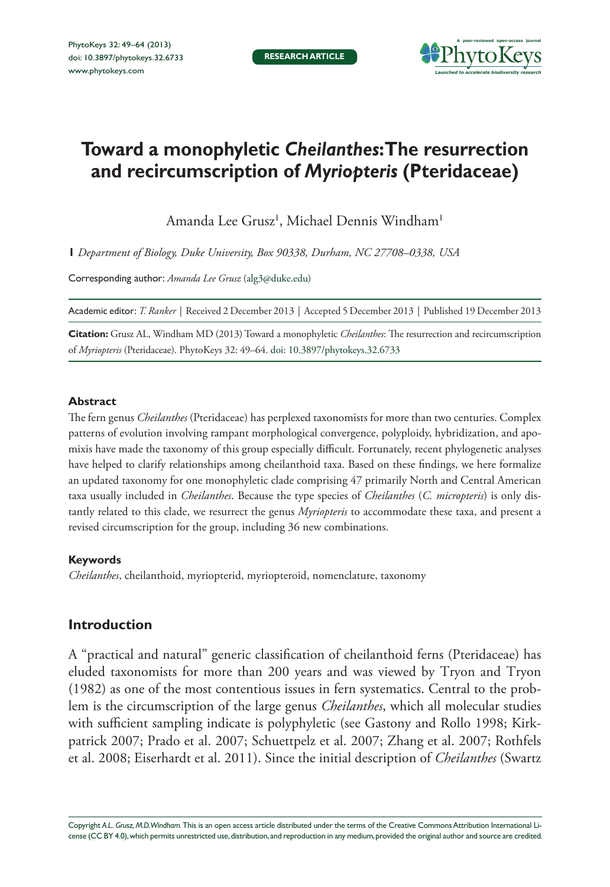# Toward a monophyletic *Cheilanthes*: The resurrection and recircumscription of *Myriopteris* (Pteridaceae)

Amanda Lee Grusz[1], Michael Dennis Windham[1]

**1** *Department of Biology, Duke University, Box 90338, Durham, NC 27708–0338, USA*

Corresponding author: *Amanda Lee Grusz* (alg3@duke.edu)

Academic editor: *T. Ranker* | Received 2 December 2013 | Accepted 5 December 2013 | Published 19 December 2013

**Citation:** Grusz AL, Windham MD (2013) Toward a monophyletic *Cheilanthes*: The resurrection and recircumscription of *Myriopteris* (Pteridaceae). PhytoKeys 32: 49–64. doi: 10.3897/phytokeys.32.6733

#### Abstract

The fern genus *Cheilanthes* (Pteridaceae) has perplexed taxonomists for more than two centuries. Complex patterns of evolution involving rampant morphological convergence, polyploidy, hybridization, and apomixis have made the taxonomy of this group especially difficult. Fortunately, recent phylogenetic analyses have helped to clarify relationships among cheilanthoid taxa. Based on these findings, we here formalize an updated taxonomy for one monophyletic clade comprising 47 primarily North and Central American taxa usually included in *Cheilanthes*. Because the type species of *Cheilanthes* (*C. micropteris*) is only distantly related to this clade, we resurrect the genus *Myriopteris* to accommodate these taxa, and present a revised circumscription for the group, including 36 new combinations.

#### Keywords

*Cheilanthes*, cheilanthoid, myriopterid, myriopteroid, nomenclature, taxonomy

## Introduction

A "practical and natural" generic classification of cheilanthoid ferns (Pteridaceae) has eluded taxonomists for more than 200 years and was viewed by Tryon and Tryon (1982) as one of the most contentious issues in fern systematics. Central to the problem is the circumscription of the large genus *Cheilanthes*, which all molecular studies with sufficient sampling indicate is polyphyletic (see Gastony and Rollo 1998; Kirkpatrick 2007; Prado et al. 2007; Schuettpelz et al. 2007; Zhang et al. 2007; Rothfels et al. 2008; Eiserhardt et al. 2011). Since the initial description of *Cheilanthes* (Swartz

Copyright *A.L. Grusz, M.D. Windham*. This is an open access article distributed under the terms of the Creative Commons Attribution International License (CC BY 4.0), which permits unrestricted use, distribution, and reproduction in any medium, provided the original author and source are credited.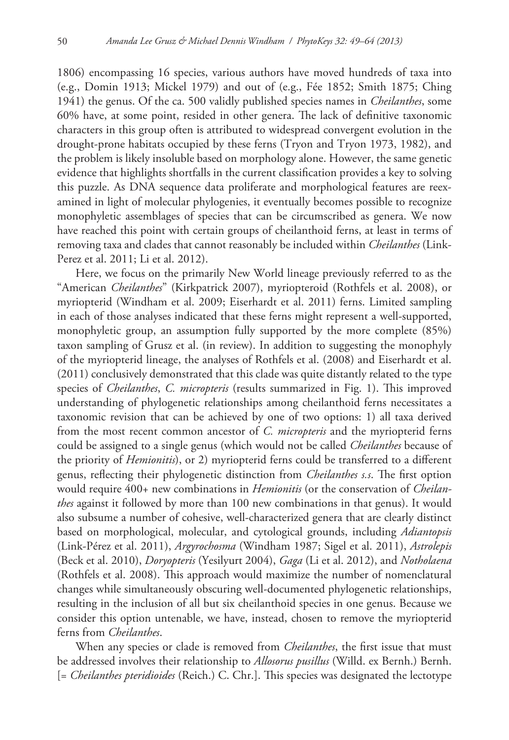1806) encompassing 16 species, various authors have moved hundreds of taxa into (e.g., Domin 1913; Mickel 1979) and out of (e.g., Fée 1852; Smith 1875; Ching 1941) the genus. Of the ca. 500 validly published species names in *Cheilanthes*, some 60% have, at some point, resided in other genera. The lack of definitive taxonomic characters in this group often is attributed to widespread convergent evolution in the drought-prone habitats occupied by these ferns (Tryon and Tryon 1973, 1982), and the problem is likely insoluble based on morphology alone. However, the same genetic evidence that highlights shortfalls in the current classification provides a key to solving this puzzle. As DNA sequence data proliferate and morphological features are reexamined in light of molecular phylogenies, it eventually becomes possible to recognize monophyletic assemblages of species that can be circumscribed as genera. We now have reached this point with certain groups of cheilanthoid ferns, at least in terms of removing taxa and clades that cannot reasonably be included within *Cheilanthes* (Link-Perez et al. 2011; Li et al. 2012).

Here, we focus on the primarily New World lineage previously referred to as the "American *Cheilanthes*" (Kirkpatrick 2007), myriopteroid (Rothfels et al. 2008), or myriopterid (Windham et al. 2009; Eiserhardt et al. 2011) ferns. Limited sampling in each of those analyses indicated that these ferns might represent a well-supported, monophyletic group, an assumption fully supported by the more complete (85%) taxon sampling of Grusz et al. (in review). In addition to suggesting the monophyly of the myriopterid lineage, the analyses of Rothfels et al. (2008) and Eiserhardt et al. (2011) conclusively demonstrated that this clade was quite distantly related to the type species of *Cheilanthes*, *C. micropteris* (results summarized in Fig. 1). This improved understanding of phylogenetic relationships among cheilanthoid ferns necessitates a taxonomic revision that can be achieved by one of two options: 1) all taxa derived from the most recent common ancestor of *C. micropteris* and the myriopterid ferns could be assigned to a single genus (which would not be called *Cheilanthes* because of the priority of *Hemionitis*), or 2) myriopterid ferns could be transferred to a different genus, reflecting their phylogenetic distinction from *Cheilanthes s.s*. The first option would require 400+ new combinations in *Hemionitis* (or the conservation of *Cheilanthes* against it followed by more than 100 new combinations in that genus). It would also subsume a number of cohesive, well-characterized genera that are clearly distinct based on morphological, molecular, and cytological grounds, including *Adiantopsis* (Link-Pérez et al. 2011), *Argyrochosma* (Windham 1987; Sigel et al. 2011), *Astrolepis* (Beck et al. 2010), *Doryopteris* (Yesilyurt 2004), *Gaga* (Li et al. 2012), and *Notholaena* (Rothfels et al. 2008). This approach would maximize the number of nomenclatural changes while simultaneously obscuring well-documented phylogenetic relationships, resulting in the inclusion of all but six cheilanthoid species in one genus. Because we consider this option untenable, we have, instead, chosen to remove the myriopterid ferns from *Cheilanthes*.

When any species or clade is removed from *Cheilanthes*, the first issue that must be addressed involves their relationship to *Allosorus pusillus* (Willd. ex Bernh.) Bernh. [= *Cheilanthes pteridioides* (Reich.) C. Chr.]. This species was designated the lectotype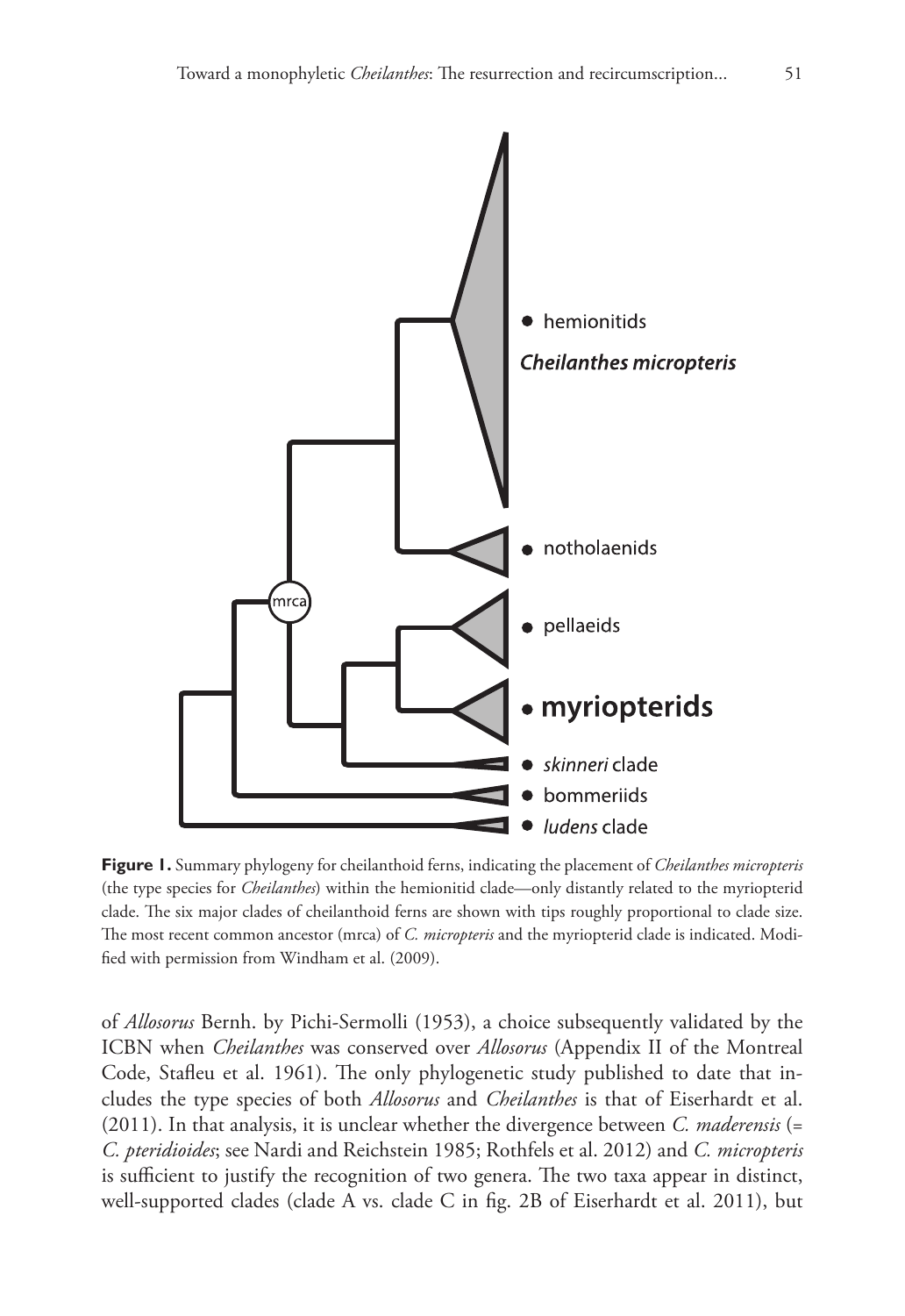**Figure 1.** Summary phylogeny for cheilanthoid ferns, indicating the placement of *Cheilanthes micropteris* (the type species for *Cheilanthes*) within the hemionitid clade—only distantly related to the myriopterid clade. The six major clades of cheilanthoid ferns are shown with tips roughly proportional to clade size. The most recent common ancestor (mrca) of *C. micropteris* and the myriopterid clade is indicated. Modified with permission from Windham et al. (2009).

of *Allosorus* Bernh. by Pichi-Sermolli (1953), a choice subsequently validated by the ICBN when *Cheilanthes* was conserved over *Allosorus* (Appendix II of the Montreal Code, Stafleu et al. 1961). The only phylogenetic study published to date that includes the type species of both *Allosorus* and *Cheilanthes* is that of Eiserhardt et al. (2011). In that analysis, it is unclear whether the divergence between *C. maderensis* (= *C. pteridioides*; see Nardi and Reichstein 1985; Rothfels et al. 2012) and *C. micropteris* is sufficient to justify the recognition of two genera. The two taxa appear in distinct, well-supported clades (clade A vs. clade C in fig. 2B of Eiserhardt et al. 2011), but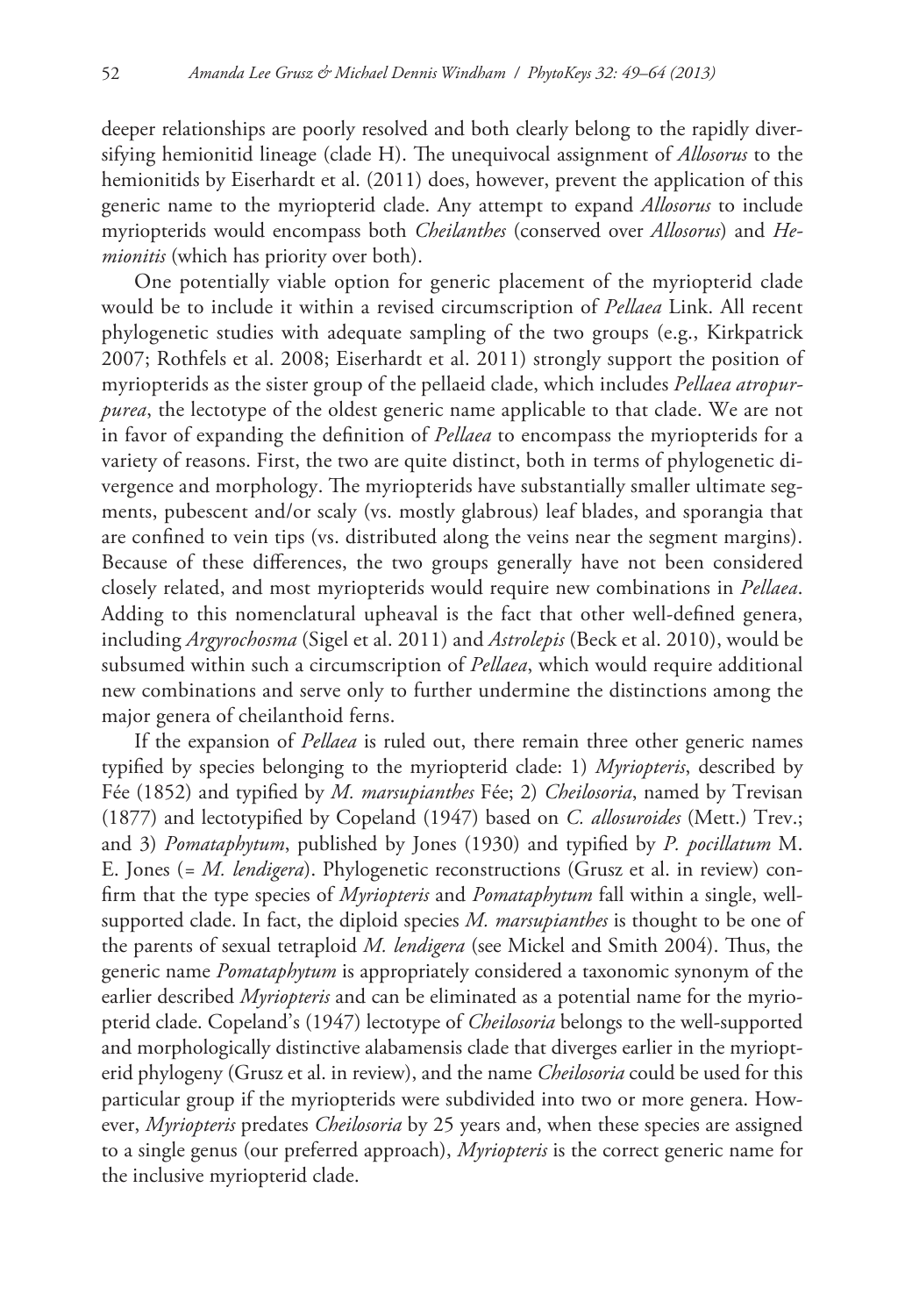deeper relationships are poorly resolved and both clearly belong to the rapidly diversifying hemionitid lineage (clade H). The unequivocal assignment of *Allosorus* to the hemionitids by Eiserhardt et al. (2011) does, however, prevent the application of this generic name to the myriopterid clade. Any attempt to expand *Allosorus* to include myriopterids would encompass both *Cheilanthes* (conserved over *Allosorus*) and *Hemionitis* (which has priority over both).

One potentially viable option for generic placement of the myriopterid clade would be to include it within a revised circumscription of *Pellaea* Link. All recent phylogenetic studies with adequate sampling of the two groups (e.g., Kirkpatrick 2007; Rothfels et al. 2008; Eiserhardt et al. 2011) strongly support the position of myriopterids as the sister group of the pellaeid clade, which includes *Pellaea atropurpurea*, the lectotype of the oldest generic name applicable to that clade. We are not in favor of expanding the definition of *Pellaea* to encompass the myriopterids for a variety of reasons. First, the two are quite distinct, both in terms of phylogenetic divergence and morphology. The myriopterids have substantially smaller ultimate segments, pubescent and/or scaly (vs. mostly glabrous) leaf blades, and sporangia that are confined to vein tips (vs. distributed along the veins near the segment margins). Because of these differences, the two groups generally have not been considered closely related, and most myriopterids would require new combinations in *Pellaea*. Adding to this nomenclatural upheaval is the fact that other well-defined genera, including *Argyrochosma* (Sigel et al. 2011) and *Astrolepis* (Beck et al. 2010), would be subsumed within such a circumscription of *Pellaea*, which would require additional new combinations and serve only to further undermine the distinctions among the major genera of cheilanthoid ferns.

If the expansion of *Pellaea* is ruled out, there remain three other generic names typified by species belonging to the myriopterid clade: 1) *Myriopteris*, described by Fée (1852) and typified by *M. marsupianthes* Fée; 2) *Cheilosoria*, named by Trevisan (1877) and lectotypified by Copeland (1947) based on *C. allosuroides* (Mett.) Trev.; and 3) *Pomataphytum*, published by Jones (1930) and typified by *P. pocillatum* M. E. Jones (= *M. lendigera*). Phylogenetic reconstructions (Grusz et al. in review) confirm that the type species of *Myriopteris* and *Pomataphytum* fall within a single, well-supported clade. In fact, the diploid species *M. marsupianthes* is thought to be one of the parents of sexual tetraploid *M. lendigera* (see Mickel and Smith 2004). Thus, the generic name *Pomataphytum* is appropriately considered a taxonomic synonym of the earlier described *Myriopteris* and can be eliminated as a potential name for the myriopterid clade. Copeland's (1947) lectotype of *Cheilosoria* belongs to the well-supported and morphologically distinctive alabamensis clade that diverges earlier in the myriopterid phylogeny (Grusz et al. in review), and the name *Cheilosoria* could be used for this particular group if the myriopterids were subdivided into two or more genera. However, *Myriopteris* predates *Cheilosoria* by 25 years and, when these species are assigned to a single genus (our preferred approach), *Myriopteris* is the correct generic name for the inclusive myriopterid clade.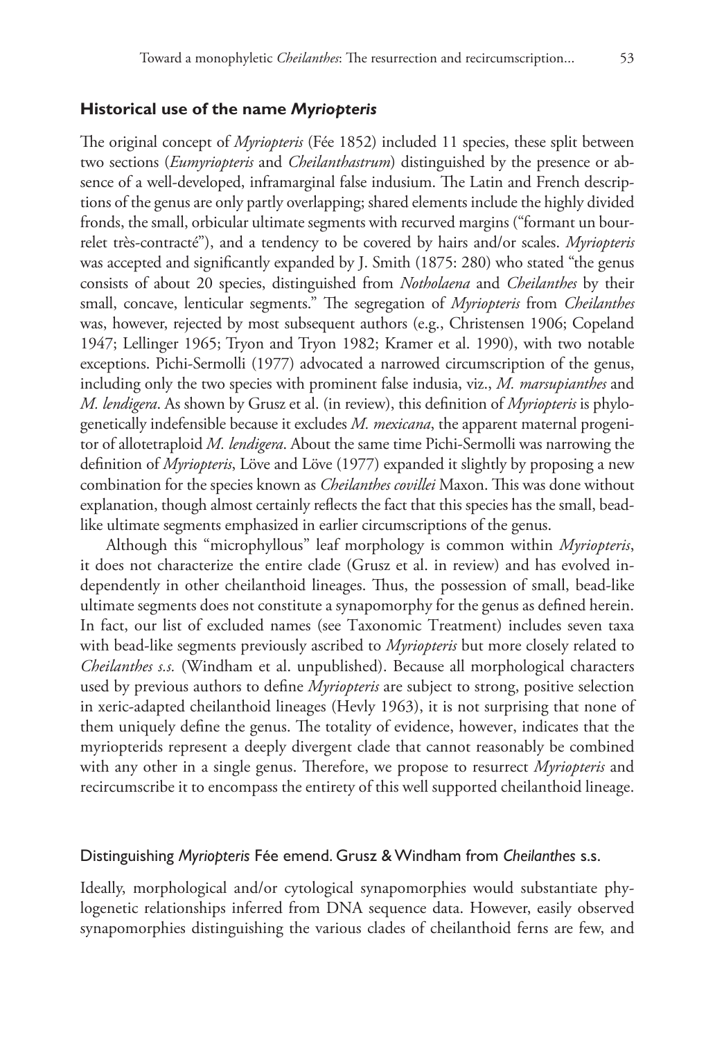## Historical use of the name *Myriopteris*

The original concept of *Myriopteris* (Fée 1852) included 11 species, these split between two sections (*Eumyriopteris* and *Cheilanthastrum*) distinguished by the presence or absence of a well-developed, inframarginal false indusium. The Latin and French descriptions of the genus are only partly overlapping; shared elements include the highly divided fronds, the small, orbicular ultimate segments with recurved margins ("formant un bourrelet très-contracté"), and a tendency to be covered by hairs and/or scales. *Myriopteris* was accepted and significantly expanded by J. Smith (1875: 280) who stated "the genus consists of about 20 species, distinguished from *Notholaena* and *Cheilanthes* by their small, concave, lenticular segments." The segregation of *Myriopteris* from *Cheilanthes* was, however, rejected by most subsequent authors (e.g., Christensen 1906; Copeland 1947; Lellinger 1965; Tryon and Tryon 1982; Kramer et al. 1990), with two notable exceptions. Pichi-Sermolli (1977) advocated a narrowed circumscription of the genus, including only the two species with prominent false indusia, viz., *M. marsupianthes* and *M. lendigera*. As shown by Grusz et al. (in review), this definition of *Myriopteris* is phylogenetically indefensible because it excludes *M. mexicana*, the apparent maternal progenitor of allotetraploid *M. lendigera*. About the same time Pichi-Sermolli was narrowing the definition of *Myriopteris*, Löve and Löve (1977) expanded it slightly by proposing a new combination for the species known as *Cheilanthes covillei* Maxon. This was done without explanation, though almost certainly reflects the fact that this species has the small, bead-like ultimate segments emphasized in earlier circumscriptions of the genus.

Although this "microphyllous" leaf morphology is common within *Myriopteris*, it does not characterize the entire clade (Grusz et al. in review) and has evolved independently in other cheilanthoid lineages. Thus, the possession of small, bead-like ultimate segments does not constitute a synapomorphy for the genus as defined herein. In fact, our list of excluded names (see Taxonomic Treatment) includes seven taxa with bead-like segments previously ascribed to *Myriopteris* but more closely related to *Cheilanthes s.s.* (Windham et al. unpublished). Because all morphological characters used by previous authors to define *Myriopteris* are subject to strong, positive selection in xeric-adapted cheilanthoid lineages (Hevly 1963), it is not surprising that none of them uniquely define the genus. The totality of evidence, however, indicates that the myriopterids represent a deeply divergent clade that cannot reasonably be combined with any other in a single genus. Therefore, we propose to resurrect *Myriopteris* and recircumscribe it to encompass the entirety of this well supported cheilanthoid lineage.

### Distinguishing *Myriopteris* Fée emend. Grusz & Windham from *Cheilanthes* s.s.

Ideally, morphological and/or cytological synapomorphies would substantiate phylogenetic relationships inferred from DNA sequence data. However, easily observed synapomorphies distinguishing the various clades of cheilanthoid ferns are few, and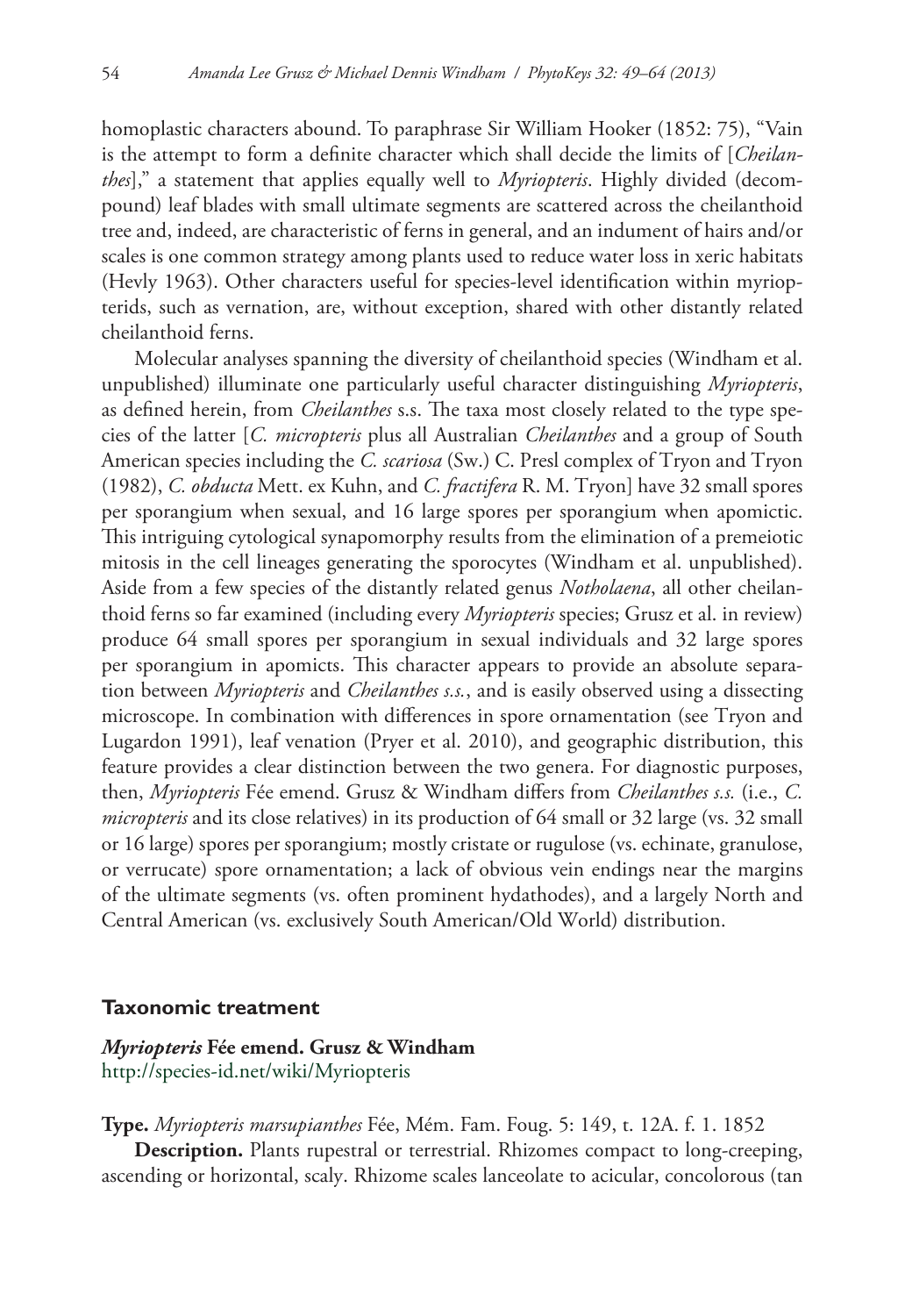homoplastic characters abound. To paraphrase Sir William Hooker (1852: 75), "Vain is the attempt to form a definite character which shall decide the limits of [*Cheilanthes*]," a statement that applies equally well to *Myriopteris*. Highly divided (decompound) leaf blades with small ultimate segments are scattered across the cheilanthoid tree and, indeed, are characteristic of ferns in general, and an indument of hairs and/or scales is one common strategy among plants used to reduce water loss in xeric habitats (Hevly 1963). Other characters useful for species-level identification within myriopterids, such as vernation, are, without exception, shared with other distantly related cheilanthoid ferns.

Molecular analyses spanning the diversity of cheilanthoid species (Windham et al. unpublished) illuminate one particularly useful character distinguishing *Myriopteris*, as defined herein, from *Cheilanthes* s.s. The taxa most closely related to the type species of the latter [*C. micropteris* plus all Australian *Cheilanthes* and a group of South American species including the *C. scariosa* (Sw.) C. Presl complex of Tryon and Tryon (1982), *C. obducta* Mett. ex Kuhn, and *C. fractifera* R. M. Tryon] have 32 small spores per sporangium when sexual, and 16 large spores per sporangium when apomictic. This intriguing cytological synapomorphy results from the elimination of a premeiotic mitosis in the cell lineages generating the sporocytes (Windham et al. unpublished). Aside from a few species of the distantly related genus *Notholaena*, all other cheilanthoid ferns so far examined (including every *Myriopteris* species; Grusz et al. in review) produce 64 small spores per sporangium in sexual individuals and 32 large spores per sporangium in apomicts. This character appears to provide an absolute separation between *Myriopteris* and *Cheilanthes s.s.*, and is easily observed using a dissecting microscope. In combination with differences in spore ornamentation (see Tryon and Lugardon 1991), leaf venation (Pryer et al. 2010), and geographic distribution, this feature provides a clear distinction between the two genera. For diagnostic purposes, then, *Myriopteris* Fée emend. Grusz & Windham differs from *Cheilanthes s.s.* (i.e., *C. micropteris* and its close relatives) in its production of 64 small or 32 large (vs. 32 small or 16 large) spores per sporangium; mostly cristate or rugulose (vs. echinate, granulose, or verrucate) spore ornamentation; a lack of obvious vein endings near the margins of the ultimate segments (vs. often prominent hydathodes), and a largely North and Central American (vs. exclusively South American/Old World) distribution.

## Taxonomic treatment

***Myriopteris* Fée emend. Grusz & Windham**
http://species-id.net/wiki/Myriopteris

**Type.** *Myriopteris marsupianthes* Fée, Mém. Fam. Foug. 5: 149, t. 12A. f. 1. 1852

**Description.** Plants rupestral or terrestrial. Rhizomes compact to long-creeping, ascending or horizontal, scaly. Rhizome scales lanceolate to acicular, concolorous (tan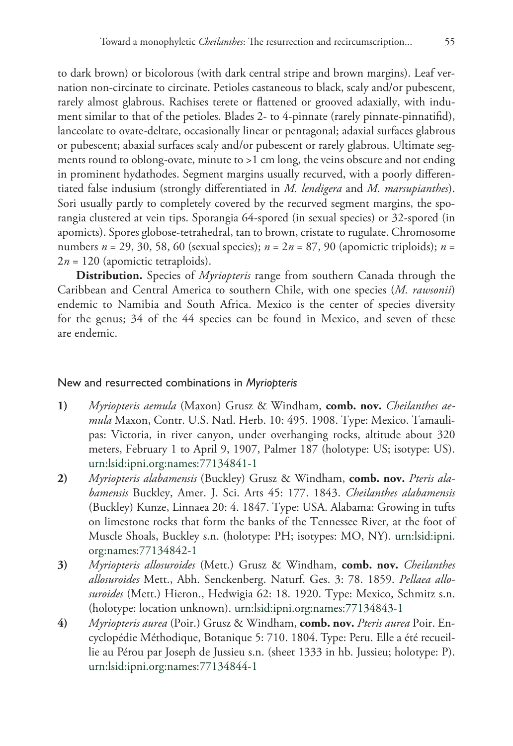to dark brown) or bicolorous (with dark central stripe and brown margins). Leaf vernation non-circinate to circinate. Petioles castaneous to black, scaly and/or pubescent, rarely almost glabrous. Rachises terete or flattened or grooved adaxially, with indument similar to that of the petioles. Blades 2- to 4-pinnate (rarely pinnate-pinnatifid), lanceolate to ovate-deltate, occasionally linear or pentagonal; adaxial surfaces glabrous or pubescent; abaxial surfaces scaly and/or pubescent or rarely glabrous. Ultimate segments round to oblong-ovate, minute to >1 cm long, the veins obscure and not ending in prominent hydathodes. Segment margins usually recurved, with a poorly differentiated false indusium (strongly differentiated in *M. lendigera* and *M. marsupianthes*). Sori usually partly to completely covered by the recurved segment margins, the sporangia clustered at vein tips. Sporangia 64-spored (in sexual species) or 32-spored (in apomicts). Spores globose-tetrahedral, tan to brown, cristate to rugulate. Chromosome numbers $n$ = 29, 30, 58, 60 (sexual species); $n$ = $2n$ = 87, 90 (apomictic triploids); $n$ = $2n$ = 120 (apomictic tetraploids).

**Distribution.** Species of *Myriopteris* range from southern Canada through the Caribbean and Central America to southern Chile, with one species (*M. rawsonii*) endemic to Namibia and South Africa. Mexico is the center of species diversity for the genus; 34 of the 44 species can be found in Mexico, and seven of these are endemic.

## New and resurrected combinations in *Myriopteris*

**1)** *Myriopteris aemula* (Maxon) Grusz & Windham, **comb. nov.** *Cheilanthes aemula* Maxon, Contr. U.S. Natl. Herb. 10: 495. 1908. Type: Mexico. Tamaulipas: Victoria, in river canyon, under overhanging rocks, altitude about 320 meters, February 1 to April 9, 1907, Palmer 187 (holotype: US; isotype: US). urn:lsid:ipni.org:names:77134841-1

**2)** *Myriopteris alabamensis* (Buckley) Grusz & Windham, **comb. nov.** *Pteris alabamensis* Buckley, Amer. J. Sci. Arts 45: 177. 1843. *Cheilanthes alabamensis* (Buckley) Kunze, Linnaea 20: 4. 1847. Type: USA. Alabama: Growing in tufts on limestone rocks that form the banks of the Tennessee River, at the foot of Muscle Shoals, Buckley s.n. (holotype: PH; isotypes: MO, NY). urn:lsid:ipni.org:names:77134842-1

**3)** *Myriopteris allosuroides* (Mett.) Grusz & Windham, **comb. nov.** *Cheilanthes allosuroides* Mett., Abh. Senckenberg. Naturf. Ges. 3: 78. 1859. *Pellaea allosuroides* (Mett.) Hieron., Hedwigia 62: 18. 1920. Type: Mexico, Schmitz s.n. (holotype: location unknown). urn:lsid:ipni.org:names:77134843-1

**4)** *Myriopteris aurea* (Poir.) Grusz & Windham, **comb. nov.** *Pteris aurea* Poir. Encyclopédie Méthodique, Botanique 5: 710. 1804. Type: Peru. Elle a été recueillie au Pérou par Joseph de Jussieu s.n. (sheet 1333 in hb. Jussieu; holotype: P). urn:lsid:ipni.org:names:77134844-1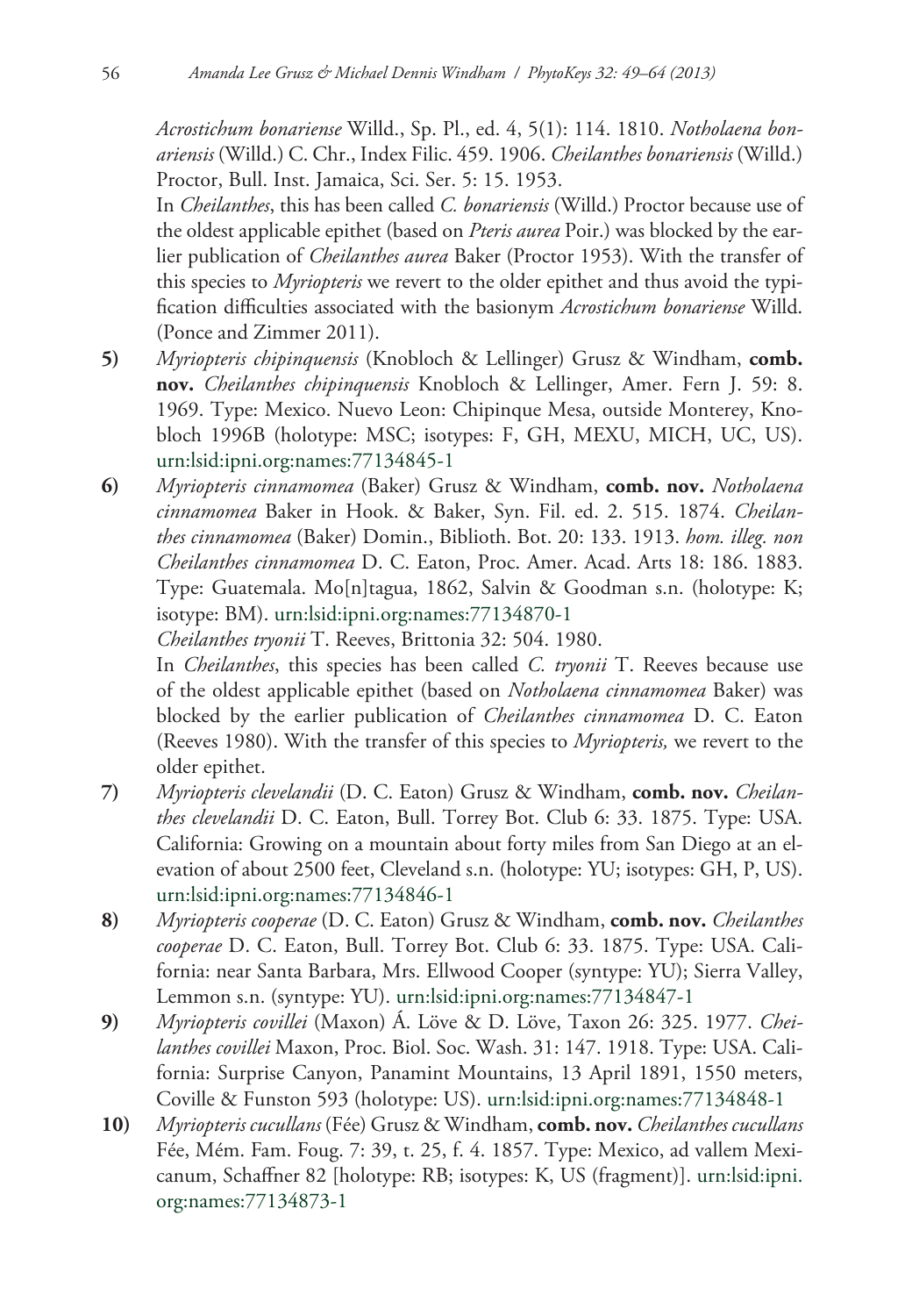*Acrostichum bonariense* Willd., Sp. Pl., ed. 4, 5(1): 114. 1810. *Notholaena bonariensis* (Willd.) C. Chr., Index Filic. 459. 1906. *Cheilanthes bonariensis* (Willd.) Proctor, Bull. Inst. Jamaica, Sci. Ser. 5: 15. 1953.

In *Cheilanthes*, this has been called *C. bonariensis* (Willd.) Proctor because use of the oldest applicable epithet (based on *Pteris aurea* Poir.) was blocked by the earlier publication of *Cheilanthes aurea* Baker (Proctor 1953). With the transfer of this species to *Myriopteris* we revert to the older epithet and thus avoid the typification difficulties associated with the basionym *Acrostichum bonariense* Willd. (Ponce and Zimmer 2011).

**5)** *Myriopteris chipinquensis* (Knobloch & Lellinger) Grusz & Windham, **comb. nov.** *Cheilanthes chipinquensis* Knobloch & Lellinger, Amer. Fern J. 59: 8. 1969. Type: Mexico. Nuevo Leon: Chipinque Mesa, outside Monterey, Knobloch 1996B (holotype: MSC; isotypes: F, GH, MEXU, MICH, UC, US). urn:lsid:ipni.org:names:77134845-1

**6)** *Myriopteris cinnamomea* (Baker) Grusz & Windham, **comb. nov.** *Notholaena cinnamomea* Baker in Hook. & Baker, Syn. Fil. ed. 2. 515. 1874. *Cheilanthes cinnamomea* (Baker) Domin., Biblioth. Bot. 20: 133. 1913. *hom. illeg. non Cheilanthes cinnamomea* D. C. Eaton, Proc. Amer. Acad. Arts 18: 186. 1883. Type: Guatemala. Mo[n]tagua, 1862, Salvin & Goodman s.n. (holotype: K; isotype: BM). urn:lsid:ipni.org:names:77134870-1

*Cheilanthes tryonii* T. Reeves, Brittonia 32: 504. 1980.

In *Cheilanthes*, this species has been called *C. tryonii* T. Reeves because use of the oldest applicable epithet (based on *Notholaena cinnamomea* Baker) was blocked by the earlier publication of *Cheilanthes cinnamomea* D. C. Eaton (Reeves 1980). With the transfer of this species to *Myriopteris,* we revert to the older epithet.

**7)** *Myriopteris clevelandii* (D. C. Eaton) Grusz & Windham, **comb. nov.** *Cheilanthes clevelandii* D. C. Eaton, Bull. Torrey Bot. Club 6: 33. 1875. Type: USA. California: Growing on a mountain about forty miles from San Diego at an elevation of about 2500 feet, Cleveland s.n. (holotype: YU; isotypes: GH, P, US). urn:lsid:ipni.org:names:77134846-1

**8)** *Myriopteris cooperae* (D. C. Eaton) Grusz & Windham, **comb. nov.** *Cheilanthes cooperae* D. C. Eaton, Bull. Torrey Bot. Club 6: 33. 1875. Type: USA. California: near Santa Barbara, Mrs. Ellwood Cooper (syntype: YU); Sierra Valley, Lemmon s.n. (syntype: YU). urn:lsid:ipni.org:names:77134847-1

**9)** *Myriopteris covillei* (Maxon) Á. Löve & D. Löve, Taxon 26: 325. 1977. *Cheilanthes covillei* Maxon, Proc. Biol. Soc. Wash. 31: 147. 1918. Type: USA. California: Surprise Canyon, Panamint Mountains, 13 April 1891, 1550 meters, Coville & Funston 593 (holotype: US). urn:lsid:ipni.org:names:77134848-1

**10)** *Myriopteris cucullans* (Fée) Grusz & Windham, **comb. nov.** *Cheilanthes cucullans* Fée, Mém. Fam. Foug. 7: 39, t. 25, f. 4. 1857. Type: Mexico, ad vallem Mexicanum, Schaffner 82 [holotype: RB; isotypes: K, US (fragment)]. urn:lsid:ipni.org:names:77134873-1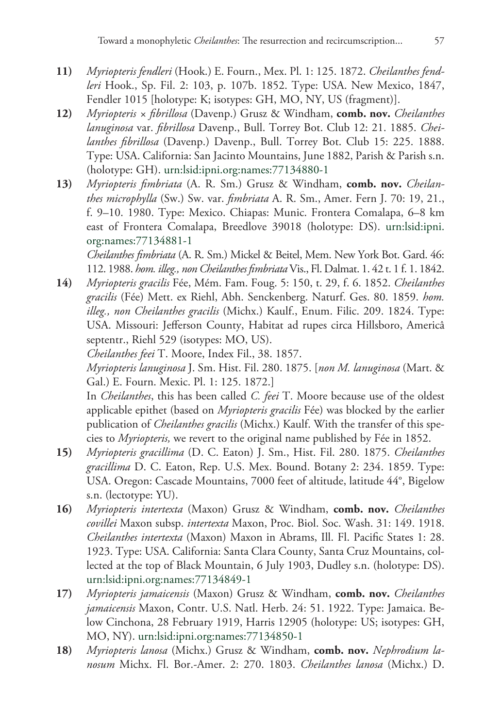**11)** *Myriopteris fendleri* (Hook.) E. Fourn., Mex. Pl. 1: 125. 1872. *Cheilanthes fendleri* Hook., Sp. Fil. 2: 103, p. 107b. 1852. Type: USA. New Mexico, 1847, Fendler 1015 [holotype: K; isotypes: GH, MO, NY, US (fragment)].

**12)** *Myriopteris* × *fibrillosa* (Davenp.) Grusz & Windham, **comb. nov.** *Cheilanthes lanuginosa* var. *fibrillosa* Davenp., Bull. Torrey Bot. Club 12: 21. 1885. *Cheilanthes fibrillosa* (Davenp.) Davenp., Bull. Torrey Bot. Club 15: 225. 1888. Type: USA. California: San Jacinto Mountains, June 1882, Parish & Parish s.n. (holotype: GH). urn:lsid:ipni.org:names:77134880-1

**13)** *Myriopteris fimbriata* (A. R. Sm.) Grusz & Windham, **comb. nov.** *Cheilanthes microphylla* (Sw.) Sw. var. *fimbriata* A. R. Sm., Amer. Fern J. 70: 19, 21., f. 9–10. 1980. Type: Mexico. Chiapas: Munic. Frontera Comalapa, 6–8 km east of Frontera Comalapa, Breedlove 39018 (holotype: DS). urn:lsid:ipni.org:names:77134881-1

*Cheilanthes fimbriata* (A. R. Sm.) Mickel & Beitel, Mem. New York Bot. Gard. 46: 112. 1988. *hom. illeg., non Cheilanthes fimbriata* Vis., Fl. Dalmat. 1. 42 t. 1 f. 1. 1842.

**14)** *Myriopteris gracilis* Fée, Mém. Fam. Foug. 5: 150, t. 29, f. 6. 1852. *Cheilanthes gracilis* (Fée) Mett. ex Riehl, Abh. Senckenberg. Naturf. Ges. 80. 1859. *hom. illeg., non Cheilanthes gracilis* (Michx.) Kaulf., Enum. Filic. 209. 1824. Type: USA. Missouri: Jefferson County, Habitat ad rupes circa Hillsboro, Americâ septentr., Riehl 529 (isotypes: MO, US).

*Cheilanthes feei* T. Moore, Index Fil., 38. 1857.

*Myriopteris lanuginosa* J. Sm. Hist. Fil. 280. 1875. [*non M. lanuginosa* (Mart. & Gal.) E. Fourn. Mexic. Pl. 1: 125. 1872.]

In *Cheilanthes*, this has been called *C. feei* T. Moore because use of the oldest applicable epithet (based on *Myriopteris gracilis* Fée) was blocked by the earlier publication of *Cheilanthes gracilis* (Michx.) Kaulf. With the transfer of this species to *Myriopteris,* we revert to the original name published by Fée in 1852.

**15)** *Myriopteris gracillima* (D. C. Eaton) J. Sm., Hist. Fil. 280. 1875. *Cheilanthes gracillima* D. C. Eaton, Rep. U.S. Mex. Bound. Botany 2: 234. 1859. Type: USA. Oregon: Cascade Mountains, 7000 feet of altitude, latitude 44°, Bigelow s.n. (lectotype: YU).

**16)** *Myriopteris intertexta* (Maxon) Grusz & Windham, **comb. nov.** *Cheilanthes covillei* Maxon subsp. *intertexta* Maxon, Proc. Biol. Soc. Wash. 31: 149. 1918. *Cheilanthes intertexta* (Maxon) Maxon in Abrams, Ill. Fl. Pacific States 1: 28. 1923. Type: USA. California: Santa Clara County, Santa Cruz Mountains, collected at the top of Black Mountain, 6 July 1903, Dudley s.n. (holotype: DS). urn:lsid:ipni.org:names:77134849-1

**17)** *Myriopteris jamaicensis* (Maxon) Grusz & Windham, **comb. nov.** *Cheilanthes jamaicensis* Maxon, Contr. U.S. Natl. Herb. 24: 51. 1922. Type: Jamaica. Below Cinchona, 28 February 1919, Harris 12905 (holotype: US; isotypes: GH, MO, NY). urn:lsid:ipni.org:names:77134850-1

**18)** *Myriopteris lanosa* (Michx.) Grusz & Windham, **comb. nov.** *Nephrodium lanosum* Michx. Fl. Bor.-Amer. 2: 270. 1803. *Cheilanthes lanosa* (Michx.) D.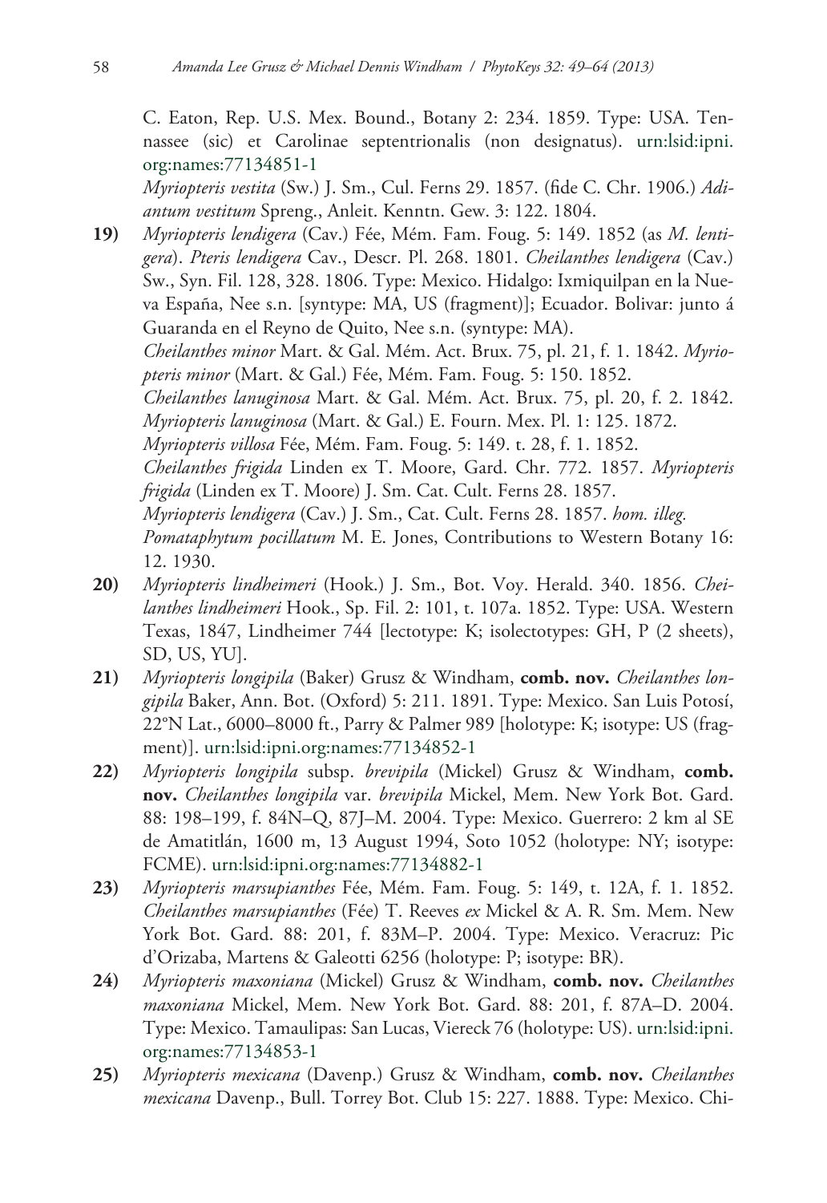C. Eaton, Rep. U.S. Mex. Bound., Botany 2: 234. 1859. Type: USA. Tennassee (sic) et Carolinae septentrionalis (non designatus). urn:lsid:ipni.org:names:77134851-1

*Myriopteris vestita* (Sw.) J. Sm., Cul. Ferns 29. 1857. (fide C. Chr. 1906.) *Adiantum vestitum* Spreng., Anleit. Kenntn. Gew. 3: 122. 1804.

**19)** *Myriopteris lendigera* (Cav.) Fée, Mém. Fam. Foug. 5: 149. 1852 (as *M. lentigera*). *Pteris lendigera* Cav., Descr. Pl. 268. 1801. *Cheilanthes lendigera* (Cav.) Sw., Syn. Fil. 128, 328. 1806. Type: Mexico. Hidalgo: Ixmiquilpan en la Nueva España, Nee s.n. [syntype: MA, US (fragment)]; Ecuador. Bolivar: junto á Guaranda en el Reyno de Quito, Nee s.n. (syntype: MA).

*Cheilanthes minor* Mart. & Gal. Mém. Act. Brux. 75, pl. 21, f. 1. 1842. *Myriopteris minor* (Mart. & Gal.) Fée, Mém. Fam. Foug. 5: 150. 1852.

*Cheilanthes lanuginosa* Mart. & Gal. Mém. Act. Brux. 75, pl. 20, f. 2. 1842. *Myriopteris lanuginosa* (Mart. & Gal.) E. Fourn. Mex. Pl. 1: 125. 1872.

*Myriopteris villosa* Fée, Mém. Fam. Foug. 5: 149. t. 28, f. 1. 1852.

*Cheilanthes frigida* Linden ex T. Moore, Gard. Chr. 772. 1857. *Myriopteris frigida* (Linden ex T. Moore) J. Sm. Cat. Cult. Ferns 28. 1857.

*Myriopteris lendigera* (Cav.) J. Sm., Cat. Cult. Ferns 28. 1857. *hom. illeg.*

*Pomataphytum pocillatum* M. E. Jones, Contributions to Western Botany 16: 12. 1930.

**20)** *Myriopteris lindheimeri* (Hook.) J. Sm., Bot. Voy. Herald. 340. 1856. *Cheilanthes lindheimeri* Hook., Sp. Fil. 2: 101, t. 107a. 1852. Type: USA. Western Texas, 1847, Lindheimer 744 [lectotype: K; isolectotypes: GH, P (2 sheets), SD, US, YU].

**21)** *Myriopteris longipila* (Baker) Grusz & Windham, **comb. nov.** *Cheilanthes longipila* Baker, Ann. Bot. (Oxford) 5: 211. 1891. Type: Mexico. San Luis Potosí, 22°N Lat., 6000–8000 ft., Parry & Palmer 989 [holotype: K; isotype: US (fragment)]. urn:lsid:ipni.org:names:77134852-1

**22)** *Myriopteris longipila* subsp. *brevipila* (Mickel) Grusz & Windham, **comb. nov.** *Cheilanthes longipila* var. *brevipila* Mickel, Mem. New York Bot. Gard. 88: 198–199, f. 84N–Q, 87J–M. 2004. Type: Mexico. Guerrero: 2 km al SE de Amatitlán, 1600 m, 13 August 1994, Soto 1052 (holotype: NY; isotype: FCME). urn:lsid:ipni.org:names:77134882-1

**23)** *Myriopteris marsupianthes* Fée, Mém. Fam. Foug. 5: 149, t. 12A, f. 1. 1852. *Cheilanthes marsupianthes* (Fée) T. Reeves *ex* Mickel & A. R. Sm. Mem. New York Bot. Gard. 88: 201, f. 83M–P. 2004. Type: Mexico. Veracruz: Pic d'Orizaba, Martens & Galeotti 6256 (holotype: P; isotype: BR).

**24)** *Myriopteris maxoniana* (Mickel) Grusz & Windham, **comb. nov.** *Cheilanthes maxoniana* Mickel, Mem. New York Bot. Gard. 88: 201, f. 87A–D. 2004. Type: Mexico. Tamaulipas: San Lucas, Viereck 76 (holotype: US). urn:lsid:ipni.org:names:77134853-1

**25)** *Myriopteris mexicana* (Davenp.) Grusz & Windham, **comb. nov.** *Cheilanthes mexicana* Davenp., Bull. Torrey Bot. Club 15: 227. 1888. Type: Mexico. Chi-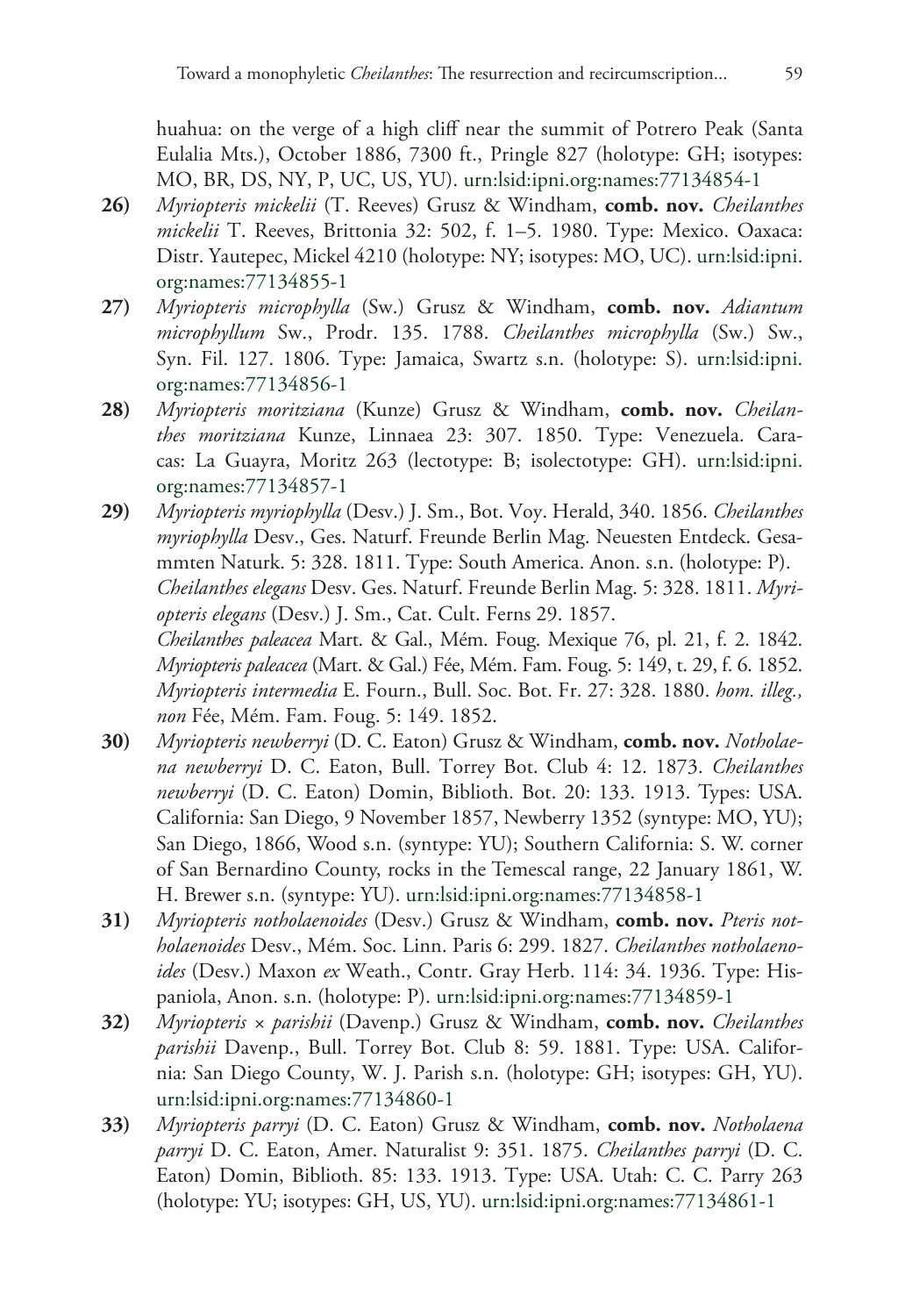huahua: on the verge of a high cliff near the summit of Potrero Peak (Santa Eulalia Mts.), October 1886, 7300 ft., Pringle 827 (holotype: GH; isotypes: MO, BR, DS, NY, P, UC, US, YU). urn:lsid:ipni.org:names:77134854-1

**26)** *Myriopteris mickelii* (T. Reeves) Grusz & Windham, **comb. nov.** *Cheilanthes mickelii* T. Reeves, Brittonia 32: 502, f. 1–5. 1980. Type: Mexico. Oaxaca: Distr. Yautepec, Mickel 4210 (holotype: NY; isotypes: MO, UC). urn:lsid:ipni.org:names:77134855-1

**27)** *Myriopteris microphylla* (Sw.) Grusz & Windham, **comb. nov.** *Adiantum microphyllum* Sw., Prodr. 135. 1788. *Cheilanthes microphylla* (Sw.) Sw., Syn. Fil. 127. 1806. Type: Jamaica, Swartz s.n. (holotype: S). urn:lsid:ipni.org:names:77134856-1

**28)** *Myriopteris moritziana* (Kunze) Grusz & Windham, **comb. nov.** *Cheilanthes moritziana* Kunze, Linnaea 23: 307. 1850. Type: Venezuela. Caracas: La Guayra, Moritz 263 (lectotype: B; isolectotype: GH). urn:lsid:ipni.org:names:77134857-1

**29)** *Myriopteris myriophylla* (Desv.) J. Sm., Bot. Voy. Herald, 340. 1856. *Cheilanthes myriophylla* Desv., Ges. Naturf. Freunde Berlin Mag. Neuesten Entdeck. Gesammten Naturk. 5: 328. 1811. Type: South America. Anon. s.n. (holotype: P).
*Cheilanthes elegans* Desv. Ges. Naturf. Freunde Berlin Mag. 5: 328. 1811. *Myriopteris elegans* (Desv.) J. Sm., Cat. Cult. Ferns 29. 1857.
*Cheilanthes paleacea* Mart. & Gal., Mém. Foug. Mexique 76, pl. 21, f. 2. 1842. *Myriopteris paleacea* (Mart. & Gal.) Fée, Mém. Fam. Foug. 5: 149, t. 29, f. 6. 1852. *Myriopteris intermedia* E. Fourn., Bull. Soc. Bot. Fr. 27: 328. 1880. *hom. illeg., non* Fée, Mém. Fam. Foug. 5: 149. 1852.

**30)** *Myriopteris newberryi* (D. C. Eaton) Grusz & Windham, **comb. nov.** *Notholaena newberryi* D. C. Eaton, Bull. Torrey Bot. Club 4: 12. 1873. *Cheilanthes newberryi* (D. C. Eaton) Domin, Biblioth. Bot. 20: 133. 1913. Types: USA. California: San Diego, 9 November 1857, Newberry 1352 (syntype: MO, YU); San Diego, 1866, Wood s.n. (syntype: YU); Southern California: S. W. corner of San Bernardino County, rocks in the Temescal range, 22 January 1861, W. H. Brewer s.n. (syntype: YU). urn:lsid:ipni.org:names:77134858-1

**31)** *Myriopteris notholaenoides* (Desv.) Grusz & Windham, **comb. nov.** *Pteris notholaenoides* Desv., Mém. Soc. Linn. Paris 6: 299. 1827. *Cheilanthes notholaenoides* (Desv.) Maxon *ex* Weath., Contr. Gray Herb. 114: 34. 1936. Type: Hispaniola, Anon. s.n. (holotype: P). urn:lsid:ipni.org:names:77134859-1

**32)** *Myriopteris* × *parishii* (Davenp.) Grusz & Windham, **comb. nov.** *Cheilanthes parishii* Davenp., Bull. Torrey Bot. Club 8: 59. 1881. Type: USA. California: San Diego County, W. J. Parish s.n. (holotype: GH; isotypes: GH, YU). urn:lsid:ipni.org:names:77134860-1

**33)** *Myriopteris parryi* (D. C. Eaton) Grusz & Windham, **comb. nov.** *Notholaena parryi* D. C. Eaton, Amer. Naturalist 9: 351. 1875. *Cheilanthes parryi* (D. C. Eaton) Domin, Biblioth. 85: 133. 1913. Type: USA. Utah: C. C. Parry 263 (holotype: YU; isotypes: GH, US, YU). urn:lsid:ipni.org:names:77134861-1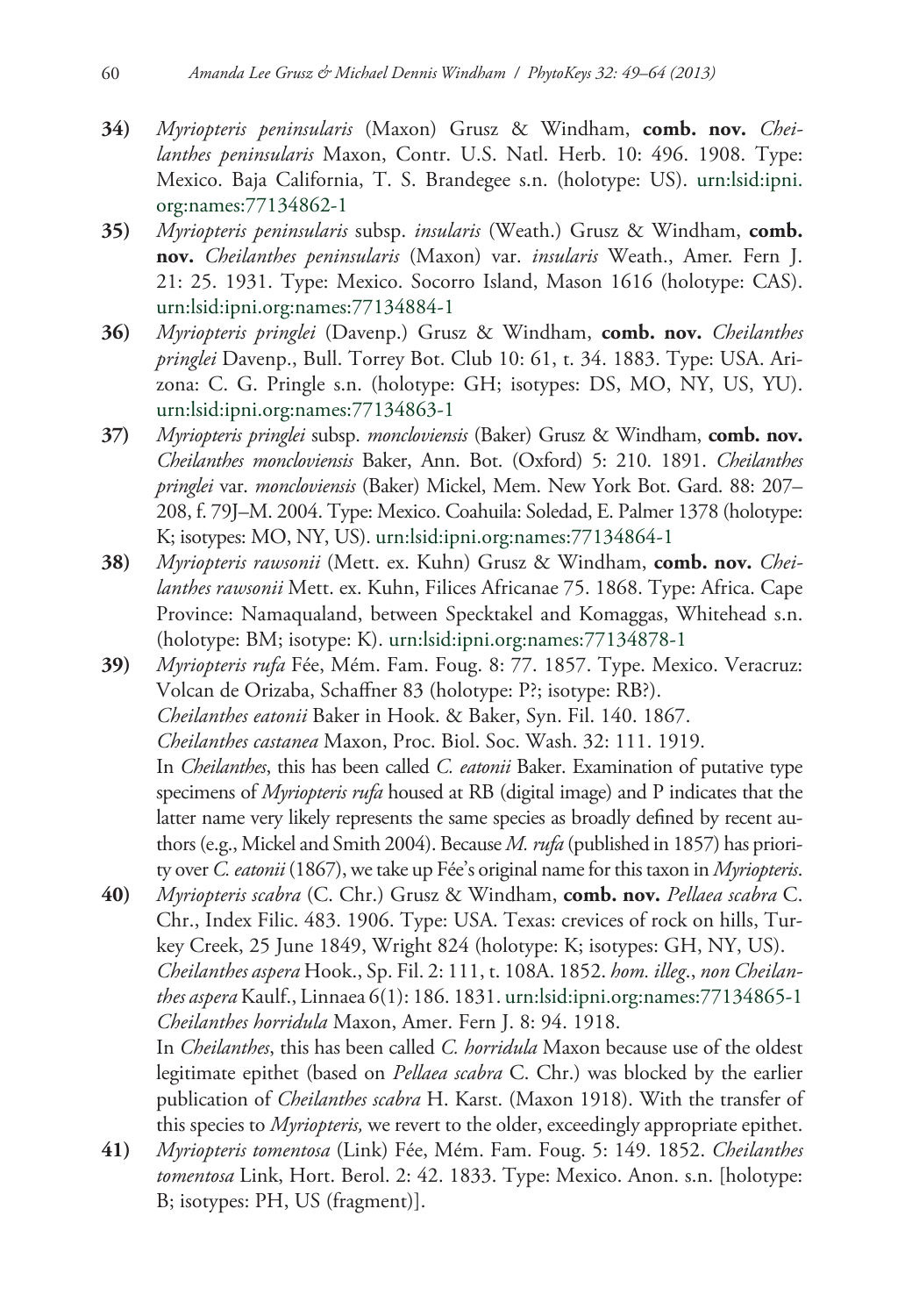**34)** *Myriopteris peninsularis* (Maxon) Grusz & Windham, **comb. nov.** *Cheilanthes peninsularis* Maxon, Contr. U.S. Natl. Herb. 10: 496. 1908. Type: Mexico. Baja California, T. S. Brandegee s.n. (holotype: US). urn:lsid:ipni.org:names:77134862-1

**35)** *Myriopteris peninsularis* subsp. *insularis* (Weath.) Grusz & Windham, **comb. nov.** *Cheilanthes peninsularis* (Maxon) var. *insularis* Weath., Amer. Fern J. 21: 25. 1931. Type: Mexico. Socorro Island, Mason 1616 (holotype: CAS). urn:lsid:ipni.org:names:77134884-1

**36)** *Myriopteris pringlei* (Davenp.) Grusz & Windham, **comb. nov.** *Cheilanthes pringlei* Davenp., Bull. Torrey Bot. Club 10: 61, t. 34. 1883. Type: USA. Arizona: C. G. Pringle s.n. (holotype: GH; isotypes: DS, MO, NY, US, YU). urn:lsid:ipni.org:names:77134863-1

**37)** *Myriopteris pringlei* subsp. *moncloviensis* (Baker) Grusz & Windham, **comb. nov.** *Cheilanthes moncloviensis* Baker, Ann. Bot. (Oxford) 5: 210. 1891. *Cheilanthes pringlei* var. *moncloviensis* (Baker) Mickel, Mem. New York Bot. Gard. 88: 207–208, f. 79J–M. 2004. Type: Mexico. Coahuila: Soledad, E. Palmer 1378 (holotype: K; isotypes: MO, NY, US). urn:lsid:ipni.org:names:77134864-1

**38)** *Myriopteris rawsonii* (Mett. ex. Kuhn) Grusz & Windham, **comb. nov.** *Cheilanthes rawsonii* Mett. ex. Kuhn, Filices Africanae 75. 1868. Type: Africa. Cape Province: Namaqualand, between Specktakel and Komaggas, Whitehead s.n. (holotype: BM; isotype: K). urn:lsid:ipni.org:names:77134878-1

**39)** *Myriopteris rufa* Fée, Mém. Fam. Foug. 8: 77. 1857. Type. Mexico. Veracruz: Volcan de Orizaba, Schaffner 83 (holotype: P?; isotype: RB?).
*Cheilanthes eatonii* Baker in Hook. & Baker, Syn. Fil. 140. 1867.
*Cheilanthes castanea* Maxon, Proc. Biol. Soc. Wash. 32: 111. 1919.
In *Cheilanthes*, this has been called *C. eatonii* Baker. Examination of putative type specimens of *Myriopteris rufa* housed at RB (digital image) and P indicates that the latter name very likely represents the same species as broadly defined by recent authors (e.g., Mickel and Smith 2004). Because *M. rufa* (published in 1857) has priority over *C. eatonii* (1867), we take up Fée's original name for this taxon in *Myriopteris*.

**40)** *Myriopteris scabra* (C. Chr.) Grusz & Windham, **comb. nov.** *Pellaea scabra* C. Chr., Index Filic. 483. 1906. Type: USA. Texas: crevices of rock on hills, Turkey Creek, 25 June 1849, Wright 824 (holotype: K; isotypes: GH, NY, US).
*Cheilanthes aspera* Hook., Sp. Fil. 2: 111, t. 108A. 1852. *hom. illeg.*, *non Cheilanthes aspera* Kaulf., Linnaea 6(1): 186. 1831. urn:lsid:ipni.org:names:77134865-1
*Cheilanthes horridula* Maxon, Amer. Fern J. 8: 94. 1918.
In *Cheilanthes*, this has been called *C. horridula* Maxon because use of the oldest legitimate epithet (based on *Pellaea scabra* C. Chr.) was blocked by the earlier publication of *Cheilanthes scabra* H. Karst. (Maxon 1918). With the transfer of this species to *Myriopteris,* we revert to the older, exceedingly appropriate epithet.

**41)** *Myriopteris tomentosa* (Link) Fée, Mém. Fam. Foug. 5: 149. 1852. *Cheilanthes tomentosa* Link, Hort. Berol. 2: 42. 1833. Type: Mexico. Anon. s.n. [holotype: B; isotypes: PH, US (fragment)].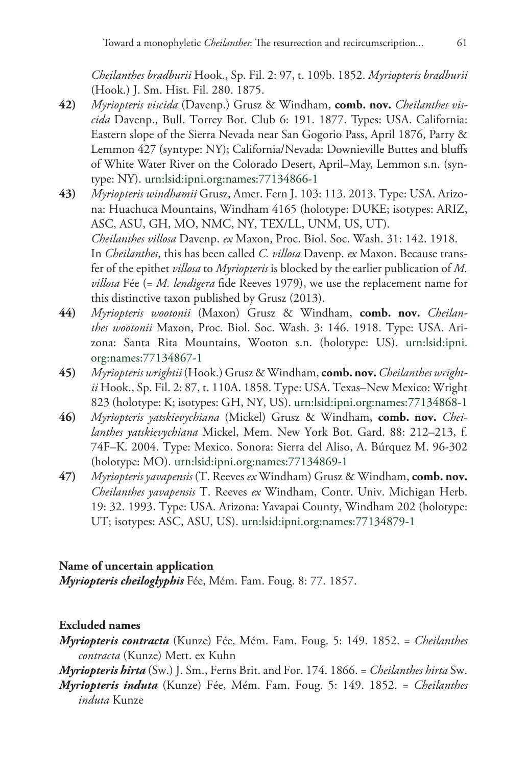*Cheilanthes bradburii* Hook., Sp. Fil. 2: 97, t. 109b. 1852. *Myriopteris bradburii* (Hook.) J. Sm. Hist. Fil. 280. 1875.

**42)** *Myriopteris viscida* (Davenp.) Grusz & Windham, **comb. nov.** *Cheilanthes viscida* Davenp., Bull. Torrey Bot. Club 6: 191. 1877. Types: USA. California: Eastern slope of the Sierra Nevada near San Gogorio Pass, April 1876, Parry & Lemmon 427 (syntype: NY); California/Nevada: Downieville Buttes and bluffs of White Water River on the Colorado Desert, April–May, Lemmon s.n. (syntype: NY). urn:lsid:ipni.org:names:77134866-1

**43)** *Myriopteris windhamii* Grusz, Amer. Fern J. 103: 113. 2013. Type: USA. Arizona: Huachuca Mountains, Windham 4165 (holotype: DUKE; isotypes: ARIZ, ASC, ASU, GH, MO, NMC, NY, TEX/LL, UNM, US, UT).
*Cheilanthes villosa* Davenp. *ex* Maxon, Proc. Biol. Soc. Wash. 31: 142. 1918.
In *Cheilanthes*, this has been called *C. villosa* Davenp. *ex* Maxon. Because transfer of the epithet *villosa* to *Myriopteris* is blocked by the earlier publication of *M. villosa* Fée (= *M. lendigera* fide Reeves 1979), we use the replacement name for this distinctive taxon published by Grusz (2013).

**44)** *Myriopteris wootonii* (Maxon) Grusz & Windham, **comb. nov.** *Cheilanthes wootonii* Maxon, Proc. Biol. Soc. Wash. 3: 146. 1918. Type: USA. Arizona: Santa Rita Mountains, Wooton s.n. (holotype: US). urn:lsid:ipni.org:names:77134867-1

**45)** *Myriopteris wrightii* (Hook.) Grusz & Windham, **comb. nov.** *Cheilanthes wrightii* Hook., Sp. Fil. 2: 87, t. 110A. 1858. Type: USA. Texas–New Mexico: Wright 823 (holotype: K; isotypes: GH, NY, US). urn:lsid:ipni.org:names:77134868-1

**46)** *Myriopteris yatskievychiana* (Mickel) Grusz & Windham, **comb. nov.** *Cheilanthes yatskievychiana* Mickel, Mem. New York Bot. Gard. 88: 212–213, f. 74F–K. 2004. Type: Mexico. Sonora: Sierra del Aliso, A. Búrquez M. 96-302 (holotype: MO). urn:lsid:ipni.org:names:77134869-1

**47)** *Myriopteris yavapensis* (T. Reeves *ex* Windham) Grusz & Windham, **comb. nov.** *Cheilanthes yavapensis* T. Reeves *ex* Windham, Contr. Univ. Michigan Herb. 19: 32. 1993. Type: USA. Arizona: Yavapai County, Windham 202 (holotype: UT; isotypes: ASC, ASU, US). urn:lsid:ipni.org:names:77134879-1

## Name of uncertain application

***Myriopteris cheiloglyphis*** Fée, Mém. Fam. Foug. 8: 77. 1857.

## Excluded names

***Myriopteris contracta*** (Kunze) Fée, Mém. Fam. Foug. 5: 149. 1852. = *Cheilanthes contracta* (Kunze) Mett. ex Kuhn

***Myriopteris hirta*** (Sw.) J. Sm., Ferns Brit. and For. 174. 1866. = *Cheilanthes hirta* Sw.

***Myriopteris induta*** (Kunze) Fée, Mém. Fam. Foug. 5: 149. 1852. = *Cheilanthes induta* Kunze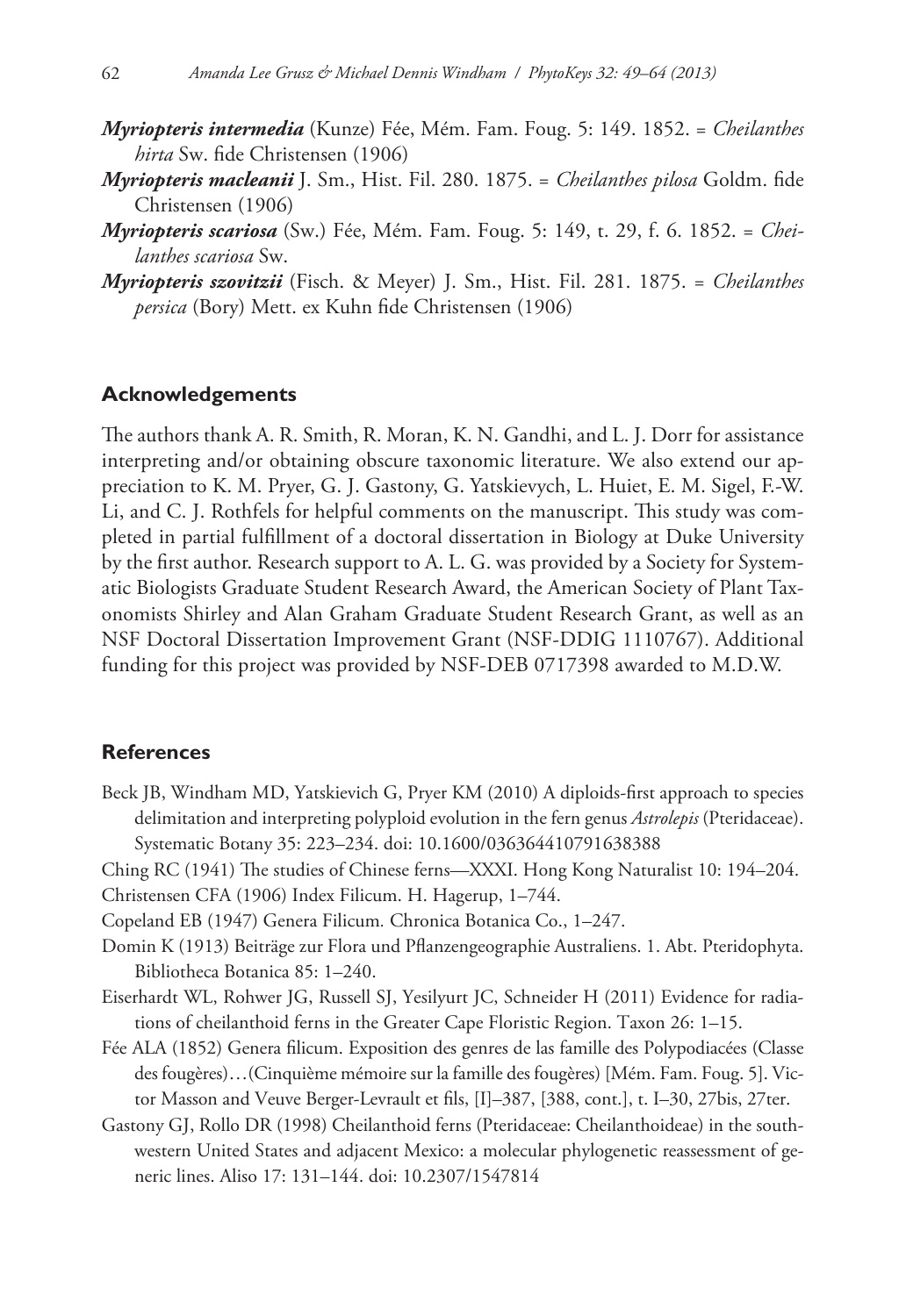***Myriopteris intermedia*** (Kunze) Fée, Mém. Fam. Foug. 5: 149. 1852. = *Cheilanthes hirta* Sw. fide Christensen (1906)

***Myriopteris macleanii*** J. Sm., Hist. Fil. 280. 1875. = *Cheilanthes pilosa* Goldm. fide Christensen (1906)

***Myriopteris scariosa*** (Sw.) Fée, Mém. Fam. Foug. 5: 149, t. 29, f. 6. 1852. = *Cheilanthes scariosa* Sw.

***Myriopteris szovitzii*** (Fisch. & Meyer) J. Sm., Hist. Fil. 281. 1875. = *Cheilanthes persica* (Bory) Mett. ex Kuhn fide Christensen (1906)

## Acknowledgements

The authors thank A. R. Smith, R. Moran, K. N. Gandhi, and L. J. Dorr for assistance interpreting and/or obtaining obscure taxonomic literature. We also extend our appreciation to K. M. Pryer, G. J. Gastony, G. Yatskievych, L. Huiet, E. M. Sigel, F.-W. Li, and C. J. Rothfels for helpful comments on the manuscript. This study was completed in partial fulfillment of a doctoral dissertation in Biology at Duke University by the first author. Research support to A. L. G. was provided by a Society for Systematic Biologists Graduate Student Research Award, the American Society of Plant Taxonomists Shirley and Alan Graham Graduate Student Research Grant, as well as an NSF Doctoral Dissertation Improvement Grant (NSF-DDIG 1110767). Additional funding for this project was provided by NSF-DEB 0717398 awarded to M.D.W.

## References

Beck JB, Windham MD, Yatskievich G, Pryer KM (2010) A diploids-first approach to species delimitation and interpreting polyploid evolution in the fern genus *Astrolepis* (Pteridaceae). Systematic Botany 35: 223–234. doi: 10.1600/036364410791638388

Ching RC (1941) The studies of Chinese ferns—XXXI. Hong Kong Naturalist 10: 194–204.

Christensen CFA (1906) Index Filicum. H. Hagerup, 1–744.

Copeland EB (1947) Genera Filicum*.* Chronica Botanica Co., 1–247.

Domin K (1913) Beiträge zur Flora und Pflanzengeographie Australiens. 1. Abt. Pteridophyta. Bibliotheca Botanica 85: 1–240.

Eiserhardt WL, Rohwer JG, Russell SJ, Yesilyurt JC, Schneider H (2011) Evidence for radiations of cheilanthoid ferns in the Greater Cape Floristic Region. Taxon 26: 1–15.

Fée ALA (1852) Genera filicum. Exposition des genres de las famille des Polypodiacées (Classe des fougères)…(Cinquième mémoire sur la famille des fougères) [Mém. Fam. Foug. 5]. Victor Masson and Veuve Berger-Levrault et fils, [I]–387, [388, cont.], t. I–30, 27bis, 27ter.

Gastony GJ, Rollo DR (1998) Cheilanthoid ferns (Pteridaceae: Cheilanthoideae) in the southwestern United States and adjacent Mexico: a molecular phylogenetic reassessment of generic lines. Aliso 17: 131–144. doi: 10.2307/1547814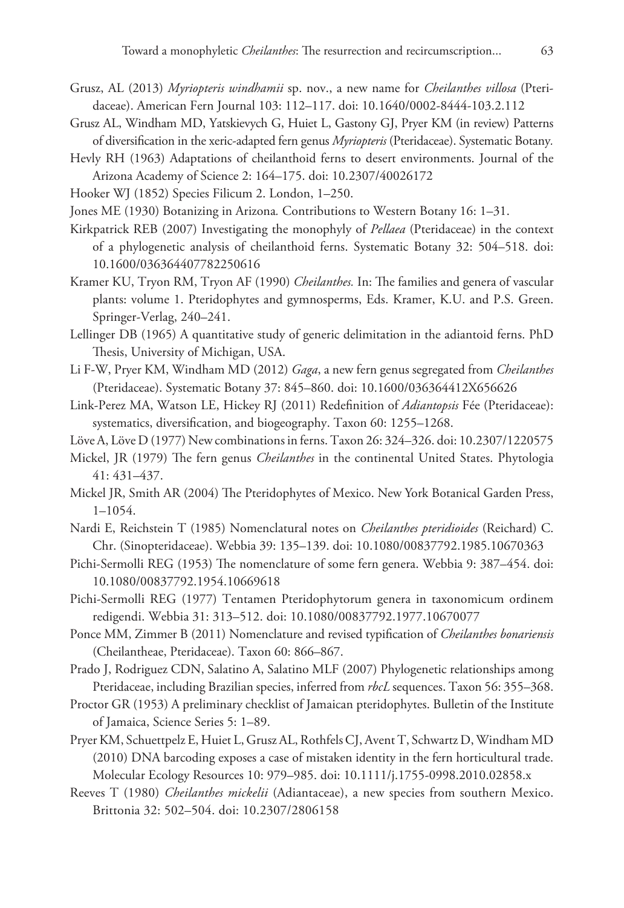Grusz, AL (2013) *Myriopteris windhamii* sp. nov., a new name for *Cheilanthes villosa* (Pteridaceae). American Fern Journal 103: 112–117. doi: 10.1640/0002-8444-103.2.112

Grusz AL, Windham MD, Yatskievych G, Huiet L, Gastony GJ, Pryer KM (in review) Patterns of diversification in the xeric-adapted fern genus *Myriopteris* (Pteridaceae). Systematic Botany.

Hevly RH (1963) Adaptations of cheilanthoid ferns to desert environments. Journal of the Arizona Academy of Science 2: 164–175. doi: 10.2307/40026172

Hooker WJ (1852) Species Filicum 2. London, 1–250.

Jones ME (1930) Botanizing in Arizona. Contributions to Western Botany 16: 1–31.

Kirkpatrick REB (2007) Investigating the monophyly of *Pellaea* (Pteridaceae) in the context of a phylogenetic analysis of cheilanthoid ferns. Systematic Botany 32: 504–518. doi: 10.1600/036364407782250616

Kramer KU, Tryon RM, Tryon AF (1990) *Cheilanthes.* In: The families and genera of vascular plants: volume 1. Pteridophytes and gymnosperms, Eds. Kramer, K.U. and P.S. Green. Springer-Verlag, 240–241.

Lellinger DB (1965) A quantitative study of generic delimitation in the adiantoid ferns. PhD Thesis, University of Michigan, USA.

Li F-W, Pryer KM, Windham MD (2012) *Gaga*, a new fern genus segregated from *Cheilanthes* (Pteridaceae). Systematic Botany 37: 845–860. doi: 10.1600/036364412X656626

Link-Perez MA, Watson LE, Hickey RJ (2011) Redefinition of *Adiantopsis* Fée (Pteridaceae): systematics, diversification, and biogeography. Taxon 60: 1255–1268.

Löve A, Löve D (1977) New combinations in ferns. Taxon 26: 324–326. doi: 10.2307/1220575

Mickel, JR (1979) The fern genus *Cheilanthes* in the continental United States. Phytologia 41: 431–437.

Mickel JR, Smith AR (2004) The Pteridophytes of Mexico. New York Botanical Garden Press, 1–1054.

Nardi E, Reichstein T (1985) Nomenclatural notes on *Cheilanthes pteridioides* (Reichard) C. Chr. (Sinopteridaceae). Webbia 39: 135–139. doi: 10.1080/00837792.1985.10670363

Pichi-Sermolli REG (1953) The nomenclature of some fern genera. Webbia 9: 387–454. doi: 10.1080/00837792.1954.10669618

Pichi-Sermolli REG (1977) Tentamen Pteridophytorum genera in taxonomicum ordinem redigendi. Webbia 31: 313–512. doi: 10.1080/00837792.1977.10670077

Ponce MM, Zimmer B (2011) Nomenclature and revised typification of *Cheilanthes bonariensis* (Cheilantheae, Pteridaceae). Taxon 60: 866–867.

Prado J, Rodriguez CDN, Salatino A, Salatino MLF (2007) Phylogenetic relationships among Pteridaceae, including Brazilian species, inferred from *rbcL* sequences. Taxon 56: 355–368.

Proctor GR (1953) A preliminary checklist of Jamaican pteridophytes. Bulletin of the Institute of Jamaica, Science Series 5: 1–89.

Pryer KM, Schuettpelz E, Huiet L, Grusz AL, Rothfels CJ, Avent T, Schwartz D, Windham MD (2010) DNA barcoding exposes a case of mistaken identity in the fern horticultural trade. Molecular Ecology Resources 10: 979–985. doi: 10.1111/j.1755-0998.2010.02858.x

Reeves T (1980) *Cheilanthes mickelii* (Adiantaceae), a new species from southern Mexico. Brittonia 32: 502–504. doi: 10.2307/2806158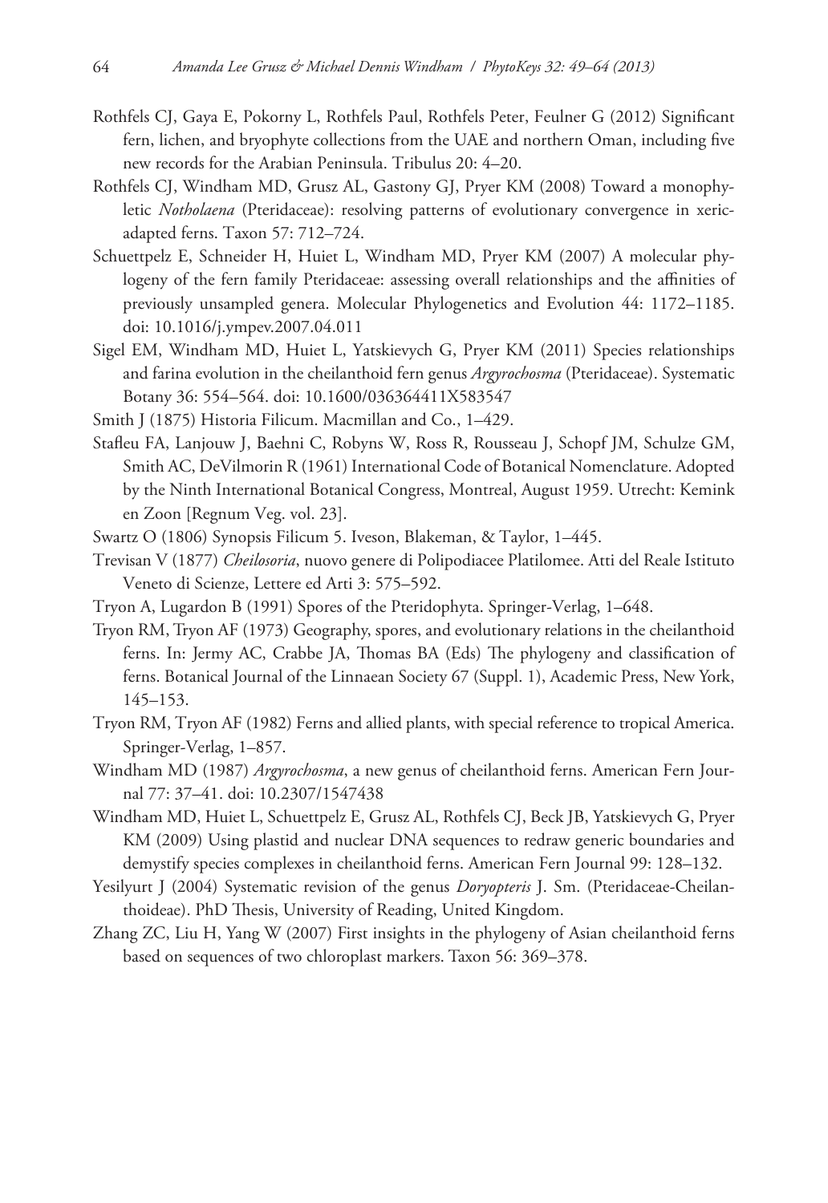Rothfels CJ, Gaya E, Pokorny L, Rothfels Paul, Rothfels Peter, Feulner G (2012) Significant fern, lichen, and bryophyte collections from the UAE and northern Oman, including five new records for the Arabian Peninsula. Tribulus 20: 4–20.

Rothfels CJ, Windham MD, Grusz AL, Gastony GJ, Pryer KM (2008) Toward a monophyletic *Notholaena* (Pteridaceae): resolving patterns of evolutionary convergence in xeric-adapted ferns. Taxon 57: 712–724.

Schuettpelz E, Schneider H, Huiet L, Windham MD, Pryer KM (2007) A molecular phylogeny of the fern family Pteridaceae: assessing overall relationships and the affinities of previously unsampled genera. Molecular Phylogenetics and Evolution 44: 1172–1185. doi: 10.1016/j.ympev.2007.04.011

Sigel EM, Windham MD, Huiet L, Yatskievych G, Pryer KM (2011) Species relationships and farina evolution in the cheilanthoid fern genus *Argyrochosma* (Pteridaceae). Systematic Botany 36: 554–564. doi: 10.1600/036364411X583547

Smith J (1875) Historia Filicum. Macmillan and Co., 1–429.

Stafleu FA, Lanjouw J, Baehni C, Robyns W, Ross R, Rousseau J, Schopf JM, Schulze GM, Smith AC, DeVilmorin R (1961) International Code of Botanical Nomenclature. Adopted by the Ninth International Botanical Congress, Montreal, August 1959. Utrecht: Kemink en Zoon [Regnum Veg. vol. 23].

Swartz O (1806) Synopsis Filicum 5. Iveson, Blakeman, & Taylor, 1–445.

Trevisan V (1877) *Cheilosoria*, nuovo genere di Polipodiacee Platilomee. Atti del Reale Istituto Veneto di Scienze, Lettere ed Arti 3: 575–592.

Tryon A, Lugardon B (1991) Spores of the Pteridophyta. Springer-Verlag, 1–648.

Tryon RM, Tryon AF (1973) Geography, spores, and evolutionary relations in the cheilanthoid ferns. In: Jermy AC, Crabbe JA, Thomas BA (Eds) The phylogeny and classification of ferns. Botanical Journal of the Linnaean Society 67 (Suppl. 1), Academic Press, New York, 145–153.

Tryon RM, Tryon AF (1982) Ferns and allied plants, with special reference to tropical America. Springer-Verlag, 1–857.

Windham MD (1987) *Argyrochosma*, a new genus of cheilanthoid ferns. American Fern Journal 77: 37–41. doi: 10.2307/1547438

Windham MD, Huiet L, Schuettpelz E, Grusz AL, Rothfels CJ, Beck JB, Yatskievych G, Pryer KM (2009) Using plastid and nuclear DNA sequences to redraw generic boundaries and demystify species complexes in cheilanthoid ferns. American Fern Journal 99: 128–132.

Yesilyurt J (2004) Systematic revision of the genus *Doryopteris* J. Sm. (Pteridaceae-Cheilanthoideae). PhD Thesis, University of Reading, United Kingdom.

Zhang ZC, Liu H, Yang W (2007) First insights in the phylogeny of Asian cheilanthoid ferns based on sequences of two chloroplast markers. Taxon 56: 369–378.